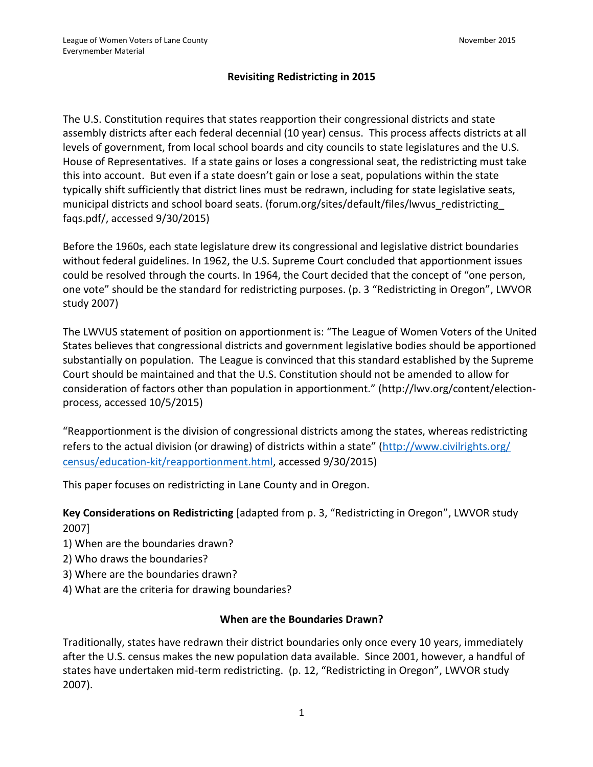League of Women Voters of Lane County
Everymember Material

November 2015

# Revisiting Redistricting in 2015

The U.S. Constitution requires that states reapportion their congressional districts and state assembly districts after each federal decennial (10 year) census. This process affects districts at all levels of government, from local school boards and city councils to state legislatures and the U.S. House of Representatives. If a state gains or loses a congressional seat, the redistricting must take this into account. But even if a state doesn't gain or lose a seat, populations within the state typically shift sufficiently that district lines must be redrawn, including for state legislative seats, municipal districts and school board seats. (forum.org/sites/default/files/lwvus_redistricting_ faqs.pdf/, accessed 9/30/2015)

Before the 1960s, each state legislature drew its congressional and legislative district boundaries without federal guidelines. In 1962, the U.S. Supreme Court concluded that apportionment issues could be resolved through the courts. In 1964, the Court decided that the concept of "one person, one vote" should be the standard for redistricting purposes. (p. 3 "Redistricting in Oregon", LWVOR study 2007)

The LWVUS statement of position on apportionment is: "The League of Women Voters of the United States believes that congressional districts and government legislative bodies should be apportioned substantially on population. The League is convinced that this standard established by the Supreme Court should be maintained and that the U.S. Constitution should not be amended to allow for consideration of factors other than population in apportionment." (http://lwv.org/content/election-process, accessed 10/5/2015)

"Reapportionment is the division of congressional districts among the states, whereas redistricting refers to the actual division (or drawing) of districts within a state" ([http://www.civilrights.org/census/education-kit/reapportionment.html](http://www.civilrights.org/census/education-kit/reapportionment.html), accessed 9/30/2015)

This paper focuses on redistricting in Lane County and in Oregon.

**Key Considerations on Redistricting** [adapted from p. 3, "Redistricting in Oregon", LWVOR study 2007]

1) When are the boundaries drawn?
2) Who draws the boundaries?
3) Where are the boundaries drawn?
4) What are the criteria for drawing boundaries?

## When are the Boundaries Drawn?

Traditionally, states have redrawn their district boundaries only once every 10 years, immediately after the U.S. census makes the new population data available. Since 2001, however, a handful of states have undertaken mid-term redistricting. (p. 12, "Redistricting in Oregon", LWVOR study 2007).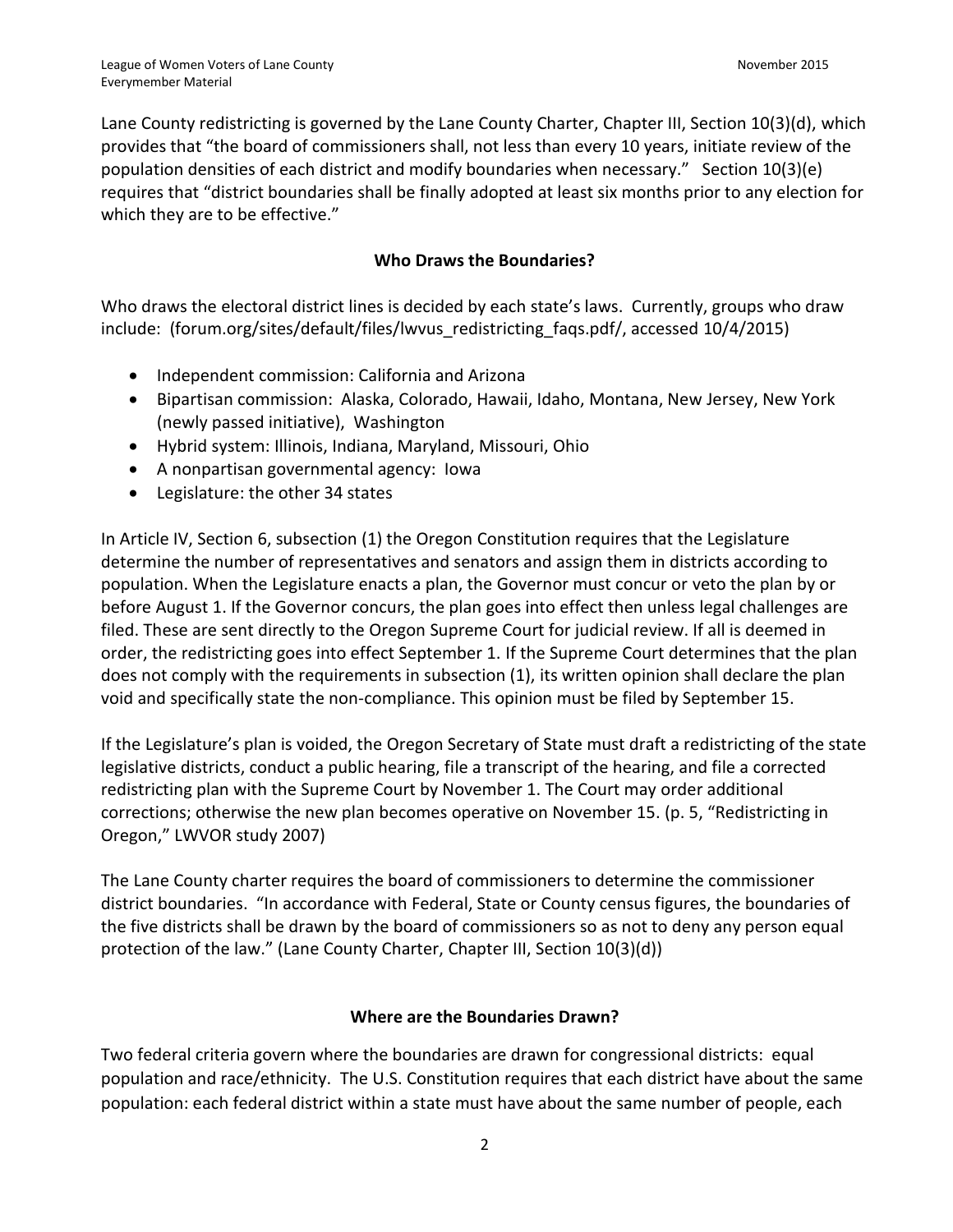Lane County redistricting is governed by the Lane County Charter, Chapter III, Section 10(3)(d), which provides that "the board of commissioners shall, not less than every 10 years, initiate review of the population densities of each district and modify boundaries when necessary." Section 10(3)(e) requires that "district boundaries shall be finally adopted at least six months prior to any election for which they are to be effective."

## Who Draws the Boundaries?

Who draws the electoral district lines is decided by each state's laws. Currently, groups who draw include: (forum.org/sites/default/files/lwvus_redistricting_faqs.pdf/, accessed 10/4/2015)

- Independent commission: California and Arizona
- Bipartisan commission: Alaska, Colorado, Hawaii, Idaho, Montana, New Jersey, New York (newly passed initiative), Washington
- Hybrid system: Illinois, Indiana, Maryland, Missouri, Ohio
- A nonpartisan governmental agency: Iowa
- Legislature: the other 34 states

In Article IV, Section 6, subsection (1) the Oregon Constitution requires that the Legislature determine the number of representatives and senators and assign them in districts according to population. When the Legislature enacts a plan, the Governor must concur or veto the plan by or before August 1. If the Governor concurs, the plan goes into effect then unless legal challenges are filed. These are sent directly to the Oregon Supreme Court for judicial review. If all is deemed in order, the redistricting goes into effect September 1. If the Supreme Court determines that the plan does not comply with the requirements in subsection (1), its written opinion shall declare the plan void and specifically state the non-compliance. This opinion must be filed by September 15.

If the Legislature's plan is voided, the Oregon Secretary of State must draft a redistricting of the state legislative districts, conduct a public hearing, file a transcript of the hearing, and file a corrected redistricting plan with the Supreme Court by November 1. The Court may order additional corrections; otherwise the new plan becomes operative on November 15. (p. 5, "Redistricting in Oregon," LWVOR study 2007)

The Lane County charter requires the board of commissioners to determine the commissioner district boundaries. "In accordance with Federal, State or County census figures, the boundaries of the five districts shall be drawn by the board of commissioners so as not to deny any person equal protection of the law." (Lane County Charter, Chapter III, Section 10(3)(d))

## Where are the Boundaries Drawn?

Two federal criteria govern where the boundaries are drawn for congressional districts: equal population and race/ethnicity. The U.S. Constitution requires that each district have about the same population: each federal district within a state must have about the same number of people, each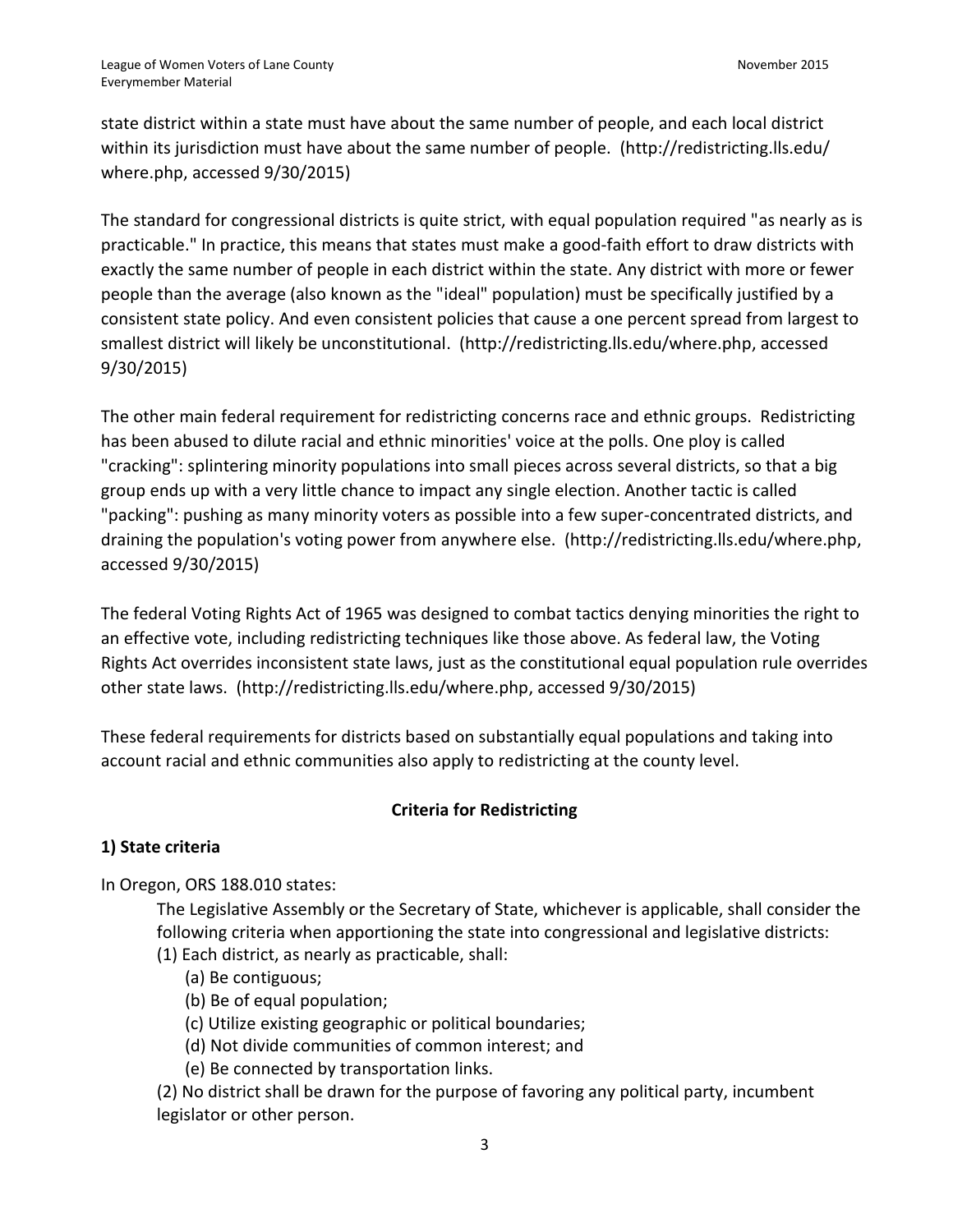state district within a state must have about the same number of people, and each local district within its jurisdiction must have about the same number of people. (http://redistricting.lls.edu/where.php, accessed 9/30/2015)

The standard for congressional districts is quite strict, with equal population required "as nearly as is practicable." In practice, this means that states must make a good-faith effort to draw districts with exactly the same number of people in each district within the state. Any district with more or fewer people than the average (also known as the "ideal" population) must be specifically justified by a consistent state policy. And even consistent policies that cause a one percent spread from largest to smallest district will likely be unconstitutional. (http://redistricting.lls.edu/where.php, accessed 9/30/2015)

The other main federal requirement for redistricting concerns race and ethnic groups. Redistricting has been abused to dilute racial and ethnic minorities' voice at the polls. One ploy is called "cracking": splintering minority populations into small pieces across several districts, so that a big group ends up with a very little chance to impact any single election. Another tactic is called "packing": pushing as many minority voters as possible into a few super-concentrated districts, and draining the population's voting power from anywhere else. (http://redistricting.lls.edu/where.php, accessed 9/30/2015)

The federal Voting Rights Act of 1965 was designed to combat tactics denying minorities the right to an effective vote, including redistricting techniques like those above. As federal law, the Voting Rights Act overrides inconsistent state laws, just as the constitutional equal population rule overrides other state laws. (http://redistricting.lls.edu/where.php, accessed 9/30/2015)

These federal requirements for districts based on substantially equal populations and taking into account racial and ethnic communities also apply to redistricting at the county level.

## Criteria for Redistricting

### 1) State criteria

In Oregon, ORS 188.010 states:

> The Legislative Assembly or the Secretary of State, whichever is applicable, shall consider the following criteria when apportioning the state into congressional and legislative districts:
>
> (1) Each district, as nearly as practicable, shall:
>
> (a) Be contiguous;
>
> (b) Be of equal population;
>
> (c) Utilize existing geographic or political boundaries;
>
> (d) Not divide communities of common interest; and
>
> (e) Be connected by transportation links.
>
> (2) No district shall be drawn for the purpose of favoring any political party, incumbent legislator or other person.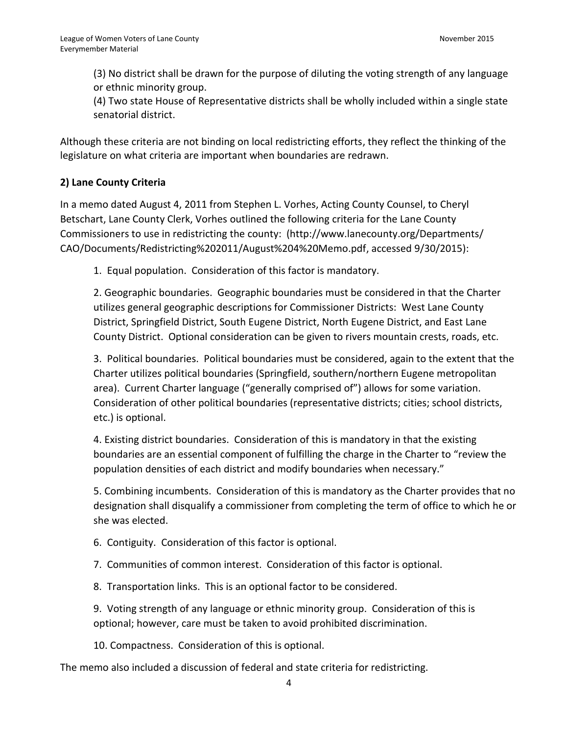(3) No district shall be drawn for the purpose of diluting the voting strength of any language or ethnic minority group.
(4) Two state House of Representative districts shall be wholly included within a single state senatorial district.

Although these criteria are not binding on local redistricting efforts, they reflect the thinking of the legislature on what criteria are important when boundaries are redrawn.

**2) Lane County Criteria**

In a memo dated August 4, 2011 from Stephen L. Vorhes, Acting County Counsel, to Cheryl Betschart, Lane County Clerk, Vorhes outlined the following criteria for the Lane County Commissioners to use in redistricting the county: (http://www.lanecounty.org/Departments/CAO/Documents/Redistricting%202011/August%204%20Memo.pdf, accessed 9/30/2015):

1. Equal population. Consideration of this factor is mandatory.

2. Geographic boundaries. Geographic boundaries must be considered in that the Charter utilizes general geographic descriptions for Commissioner Districts: West Lane County District, Springfield District, South Eugene District, North Eugene District, and East Lane County District. Optional consideration can be given to rivers mountain crests, roads, etc.

3. Political boundaries. Political boundaries must be considered, again to the extent that the Charter utilizes political boundaries (Springfield, southern/northern Eugene metropolitan area). Current Charter language ("generally comprised of") allows for some variation. Consideration of other political boundaries (representative districts; cities; school districts, etc.) is optional.

4. Existing district boundaries. Consideration of this is mandatory in that the existing boundaries are an essential component of fulfilling the charge in the Charter to "review the population densities of each district and modify boundaries when necessary."

5. Combining incumbents. Consideration of this is mandatory as the Charter provides that no designation shall disqualify a commissioner from completing the term of office to which he or she was elected.

6. Contiguity. Consideration of this factor is optional.

7. Communities of common interest. Consideration of this factor is optional.

8. Transportation links. This is an optional factor to be considered.

9. Voting strength of any language or ethnic minority group. Consideration of this is optional; however, care must be taken to avoid prohibited discrimination.

10. Compactness. Consideration of this is optional.

The memo also included a discussion of federal and state criteria for redistricting.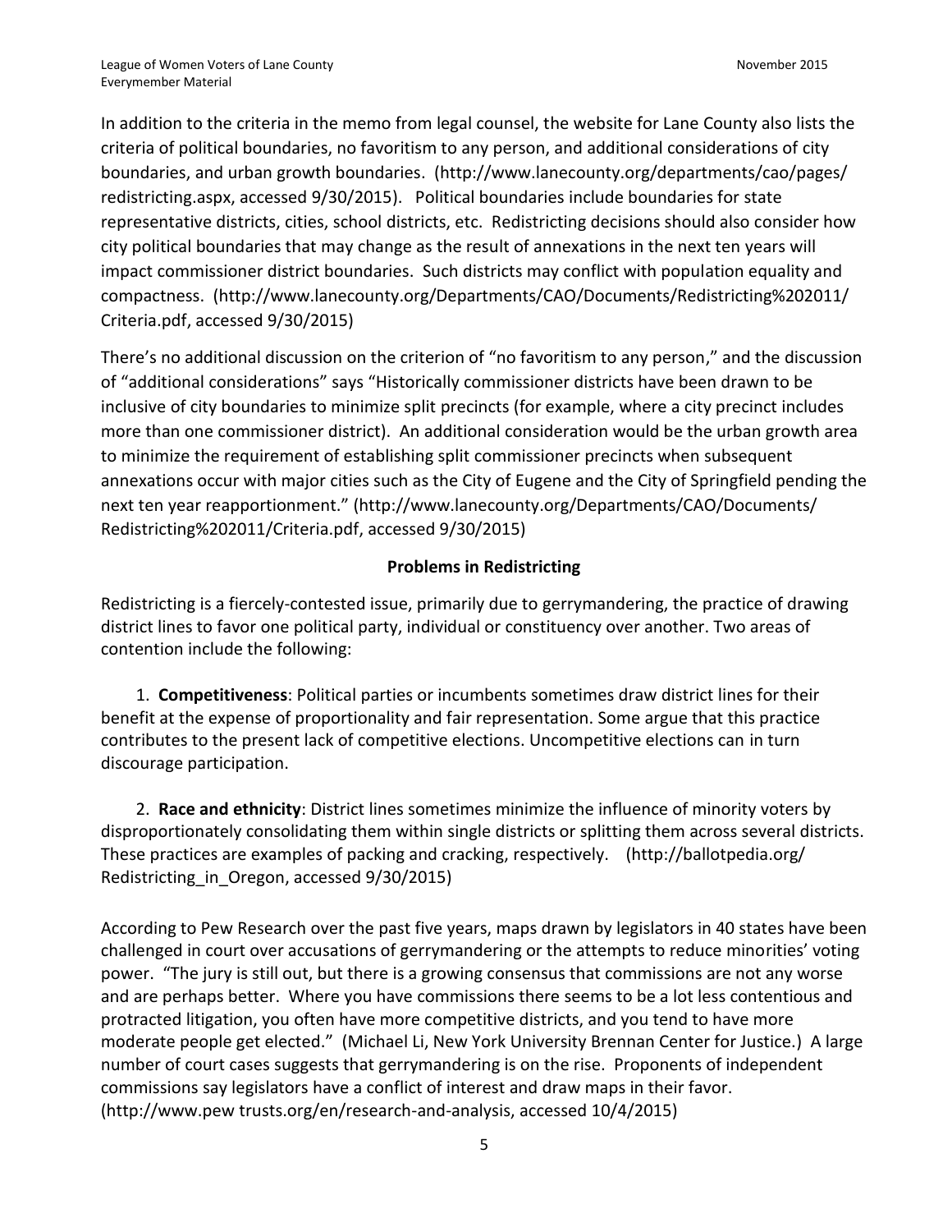In addition to the criteria in the memo from legal counsel, the website for Lane County also lists the criteria of political boundaries, no favoritism to any person, and additional considerations of city boundaries, and urban growth boundaries. (http://www.lanecounty.org/departments/cao/pages/redistricting.aspx, accessed 9/30/2015). Political boundaries include boundaries for state representative districts, cities, school districts, etc. Redistricting decisions should also consider how city political boundaries that may change as the result of annexations in the next ten years will impact commissioner district boundaries. Such districts may conflict with population equality and compactness. (http://www.lanecounty.org/Departments/CAO/Documents/Redistricting%202011/Criteria.pdf, accessed 9/30/2015)

There's no additional discussion on the criterion of "no favoritism to any person," and the discussion of "additional considerations" says "Historically commissioner districts have been drawn to be inclusive of city boundaries to minimize split precincts (for example, where a city precinct includes more than one commissioner district). An additional consideration would be the urban growth area to minimize the requirement of establishing split commissioner precincts when subsequent annexations occur with major cities such as the City of Eugene and the City of Springfield pending the next ten year reapportionment." (http://www.lanecounty.org/Departments/CAO/Documents/Redistricting%202011/Criteria.pdf, accessed 9/30/2015)

## Problems in Redistricting

Redistricting is a fiercely-contested issue, primarily due to gerrymandering, the practice of drawing district lines to favor one political party, individual or constituency over another. Two areas of contention include the following:

1. **Competitiveness**: Political parties or incumbents sometimes draw district lines for their benefit at the expense of proportionality and fair representation. Some argue that this practice contributes to the present lack of competitive elections. Uncompetitive elections can in turn discourage participation.

2. **Race and ethnicity**: District lines sometimes minimize the influence of minority voters by disproportionately consolidating them within single districts or splitting them across several districts. These practices are examples of packing and cracking, respectively. (http://ballotpedia.org/Redistricting_in_Oregon, accessed 9/30/2015)

According to Pew Research over the past five years, maps drawn by legislators in 40 states have been challenged in court over accusations of gerrymandering or the attempts to reduce minorities' voting power. "The jury is still out, but there is a growing consensus that commissions are not any worse and are perhaps better. Where you have commissions there seems to be a lot less contentious and protracted litigation, you often have more competitive districts, and you tend to have more moderate people get elected." (Michael Li, New York University Brennan Center for Justice.) A large number of court cases suggests that gerrymandering is on the rise. Proponents of independent commissions say legislators have a conflict of interest and draw maps in their favor. (http://www.pew trusts.org/en/research-and-analysis, accessed 10/4/2015)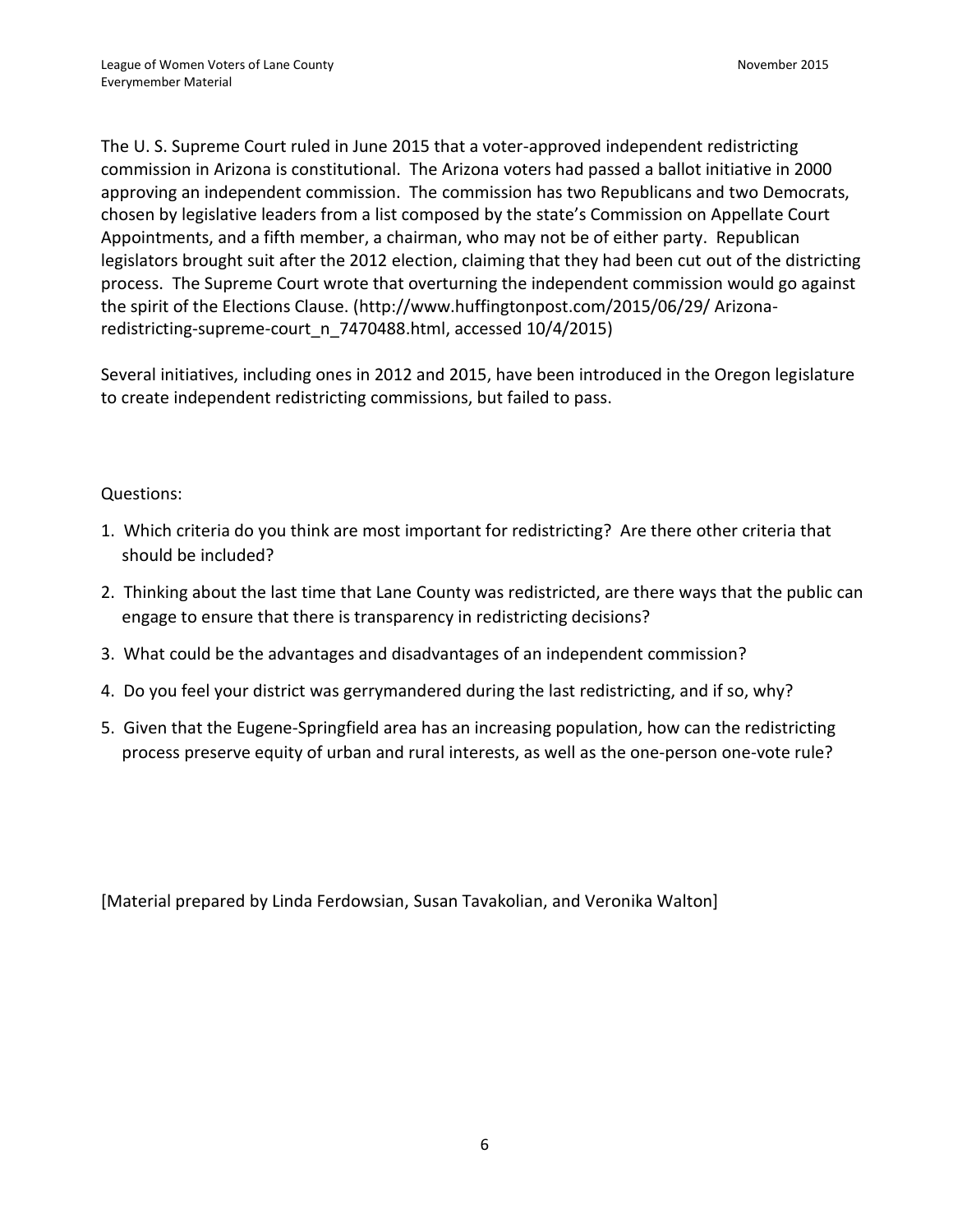The U. S. Supreme Court ruled in June 2015 that a voter-approved independent redistricting commission in Arizona is constitutional. The Arizona voters had passed a ballot initiative in 2000 approving an independent commission. The commission has two Republicans and two Democrats, chosen by legislative leaders from a list composed by the state's Commission on Appellate Court Appointments, and a fifth member, a chairman, who may not be of either party. Republican legislators brought suit after the 2012 election, claiming that they had been cut out of the districting process. The Supreme Court wrote that overturning the independent commission would go against the spirit of the Elections Clause. (http://www.huffingtonpost.com/2015/06/29/ Arizona-redistricting-supreme-court_n_7470488.html, accessed 10/4/2015)

Several initiatives, including ones in 2012 and 2015, have been introduced in the Oregon legislature to create independent redistricting commissions, but failed to pass.

Questions:

1. Which criteria do you think are most important for redistricting? Are there other criteria that should be included?
2. Thinking about the last time that Lane County was redistricted, are there ways that the public can engage to ensure that there is transparency in redistricting decisions?
3. What could be the advantages and disadvantages of an independent commission?
4. Do you feel your district was gerrymandered during the last redistricting, and if so, why?
5. Given that the Eugene-Springfield area has an increasing population, how can the redistricting process preserve equity of urban and rural interests, as well as the one-person one-vote rule?

[Material prepared by Linda Ferdowsian, Susan Tavakolian, and Veronika Walton]